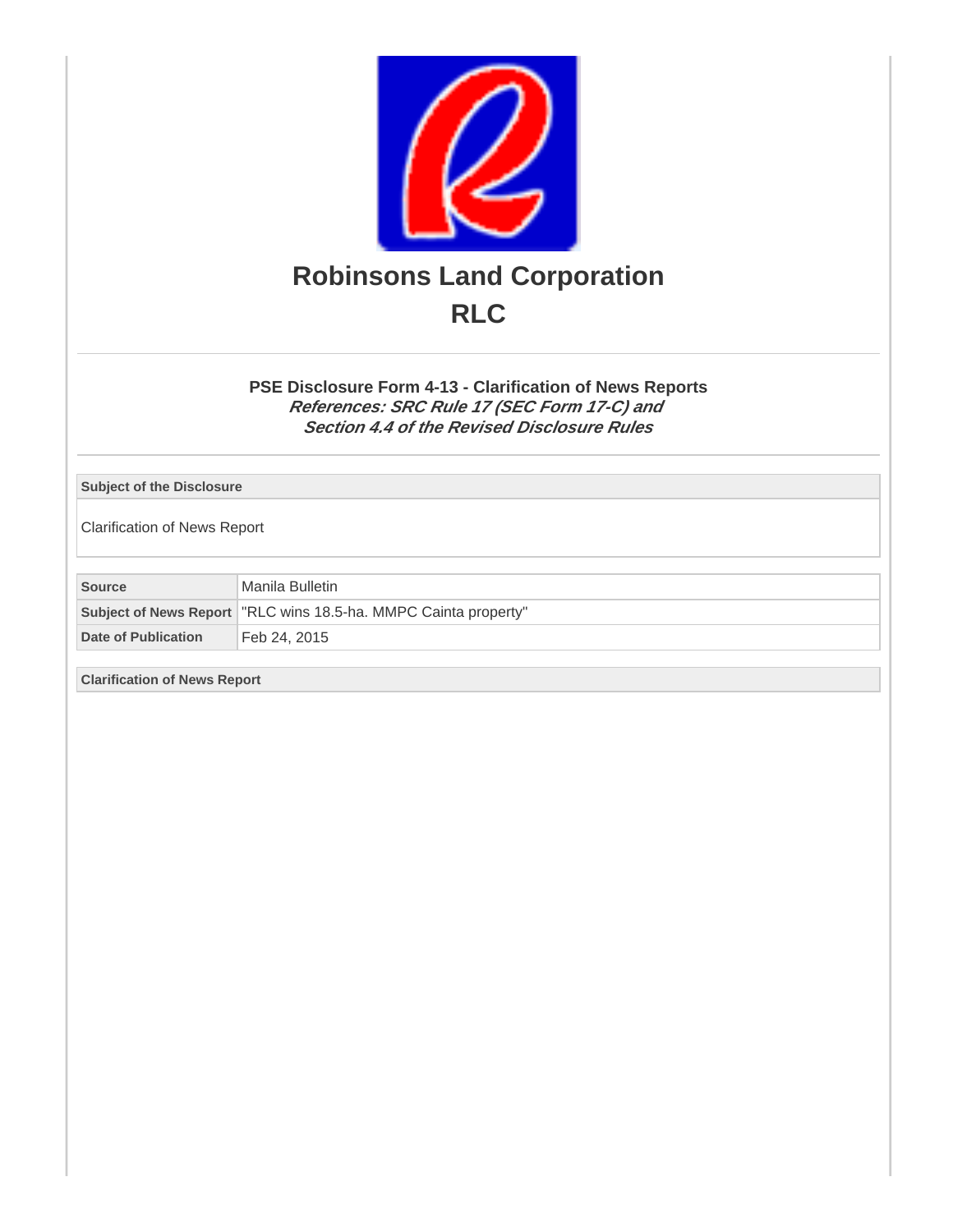# Robinsons Land Corporation

# RLC

### PSE Disclosure Form 4-13 - Clarification of News Reports

***References: SRC Rule 17 (SEC Form 17-C) and***
***Section 4.4 of the Revised Disclosure Rules***

| Subject of the Disclosure |
|---|
| Clarification of News Report |

| Source | Manila Bulletin |
|---|---|
| Subject of News Report | "RLC wins 18.5-ha. MMPC Cainta property" |
| Date of Publication | Feb 24, 2015 |

| Clarification of News Report |
|---|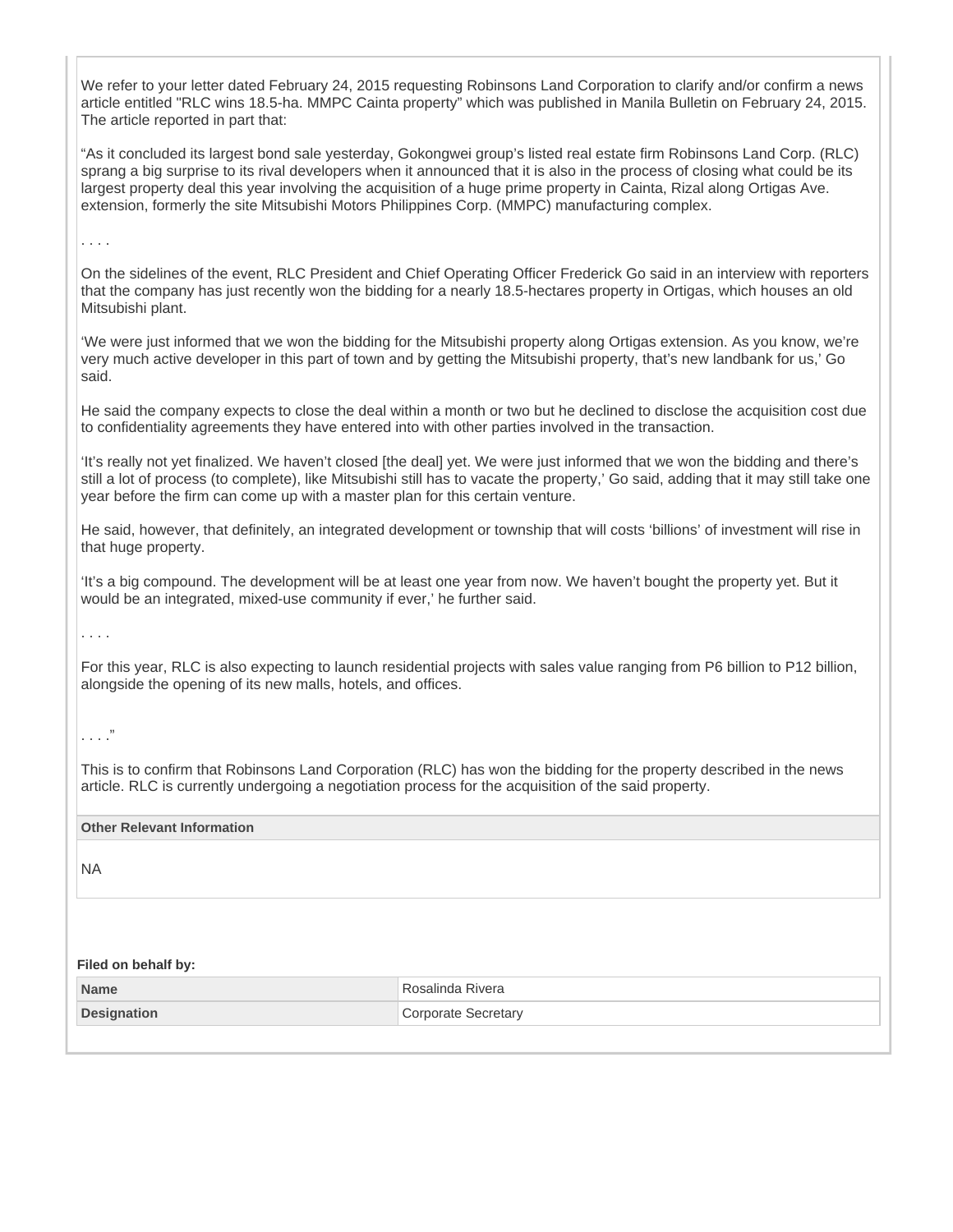We refer to your letter dated February 24, 2015 requesting Robinsons Land Corporation to clarify and/or confirm a news article entitled "RLC wins 18.5-ha. MMPC Cainta property" which was published in Manila Bulletin on February 24, 2015. The article reported in part that:

“As it concluded its largest bond sale yesterday, Gokongwei group’s listed real estate firm Robinsons Land Corp. (RLC) sprang a big surprise to its rival developers when it announced that it is also in the process of closing what could be its largest property deal this year involving the acquisition of a huge prime property in Cainta, Rizal along Ortigas Ave. extension, formerly the site Mitsubishi Motors Philippines Corp. (MMPC) manufacturing complex.

. . . .

On the sidelines of the event, RLC President and Chief Operating Officer Frederick Go said in an interview with reporters that the company has just recently won the bidding for a nearly 18.5-hectares property in Ortigas, which houses an old Mitsubishi plant.

‘We were just informed that we won the bidding for the Mitsubishi property along Ortigas extension. As you know, we’re very much active developer in this part of town and by getting the Mitsubishi property, that’s new landbank for us,’ Go said.

He said the company expects to close the deal within a month or two but he declined to disclose the acquisition cost due to confidentiality agreements they have entered into with other parties involved in the transaction.

‘It’s really not yet finalized. We haven’t closed [the deal] yet. We were just informed that we won the bidding and there’s still a lot of process (to complete), like Mitsubishi still has to vacate the property,’ Go said, adding that it may still take one year before the firm can come up with a master plan for this certain venture.

He said, however, that definitely, an integrated development or township that will costs ‘billions’ of investment will rise in that huge property.

‘It’s a big compound. The development will be at least one year from now. We haven’t bought the property yet. But it would be an integrated, mixed-use community if ever,’ he further said.

. . . .

For this year, RLC is also expecting to launch residential projects with sales value ranging from P6 billion to P12 billion, alongside the opening of its new malls, hotels, and offices.

. . . .”

This is to confirm that Robinsons Land Corporation (RLC) has won the bidding for the property described in the news article. RLC is currently undergoing a negotiation process for the acquisition of the said property.

**Other Relevant Information**

NA

**Filed on behalf by:**

| | |
|---|---|
| **Name** | Rosalinda Rivera |
| **Designation** | Corporate Secretary |